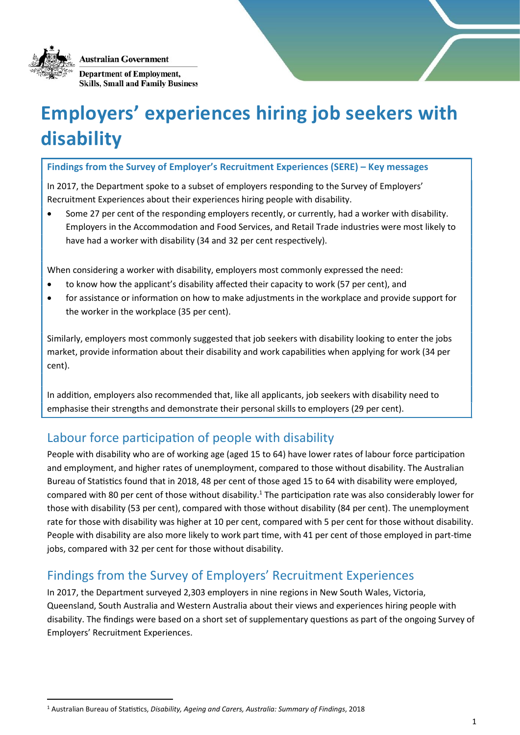Australian Government
Department of Employment, Skills, Small and Family Business

# Employers' experiences hiring job seekers with disability

**Findings from the Survey of Employer's Recruitment Experiences (SERE) – Key messages**

In 2017, the Department spoke to a subset of employers responding to the Survey of Employers' Recruitment Experiences about their experiences hiring people with disability.

- Some 27 per cent of the responding employers recently, or currently, had a worker with disability. Employers in the Accommodation and Food Services, and Retail Trade industries were most likely to have had a worker with disability (34 and 32 per cent respectively).

When considering a worker with disability, employers most commonly expressed the need:

- to know how the applicant's disability affected their capacity to work (57 per cent), and
- for assistance or information on how to make adjustments in the workplace and provide support for the worker in the workplace (35 per cent).

Similarly, employers most commonly suggested that job seekers with disability looking to enter the jobs market, provide information about their disability and work capabilities when applying for work (34 per cent).

In addition, employers also recommended that, like all applicants, job seekers with disability need to emphasise their strengths and demonstrate their personal skills to employers (29 per cent).

## Labour force participation of people with disability

People with disability who are of working age (aged 15 to 64) have lower rates of labour force participation and employment, and higher rates of unemployment, compared to those without disability. The Australian Bureau of Statistics found that in 2018, 48 per cent of those aged 15 to 64 with disability were employed, compared with 80 per cent of those without disability.[1] The participation rate was also considerably lower for those with disability (53 per cent), compared with those without disability (84 per cent). The unemployment rate for those with disability was higher at 10 per cent, compared with 5 per cent for those without disability. People with disability are also more likely to work part time, with 41 per cent of those employed in part-time jobs, compared with 32 per cent for those without disability.

## Findings from the Survey of Employers' Recruitment Experiences

In 2017, the Department surveyed 2,303 employers in nine regions in New South Wales, Victoria, Queensland, South Australia and Western Australia about their views and experiences hiring people with disability. The findings were based on a short set of supplementary questions as part of the ongoing Survey of Employers' Recruitment Experiences.

[1] Australian Bureau of Statistics, *Disability, Ageing and Carers, Australia: Summary of Findings*, 2018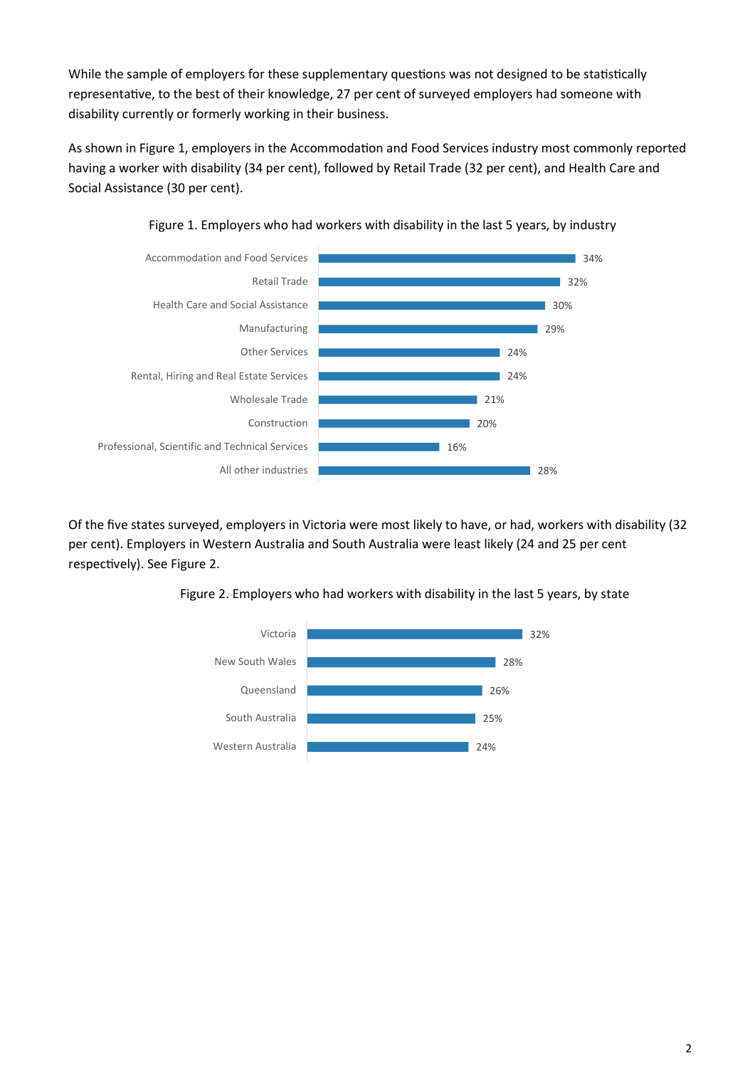While the sample of employers for these supplementary questions was not designed to be statistically representative, to the best of their knowledge, 27 per cent of surveyed employers had someone with disability currently or formerly working in their business.

As shown in Figure 1, employers in the Accommodation and Food Services industry most commonly reported having a worker with disability (34 per cent), followed by Retail Trade (32 per cent), and Health Care and Social Assistance (30 per cent).

Figure 1. Employers who had workers with disability in the last 5 years, by industry

| Industry | Per cent |
| --- | --- |
| Accommodation and Food Services | 34% |
| Retail Trade | 32% |
| Health Care and Social Assistance | 30% |
| Manufacturing | 29% |
| Other Services | 24% |
| Rental, Hiring and Real Estate Services | 24% |
| Wholesale Trade | 21% |
| Construction | 20% |
| Professional, Scientific and Technical Services | 16% |
| All other industries | 28% |

Of the five states surveyed, employers in Victoria were most likely to have, or had, workers with disability (32 per cent). Employers in Western Australia and South Australia were least likely (24 and 25 per cent respectively). See Figure 2.

Figure 2. Employers who had workers with disability in the last 5 years, by state

| State | Per cent |
| --- | --- |
| Victoria | 32% |
| New South Wales | 28% |
| Queensland | 26% |
| South Australia | 25% |
| Western Australia | 24% |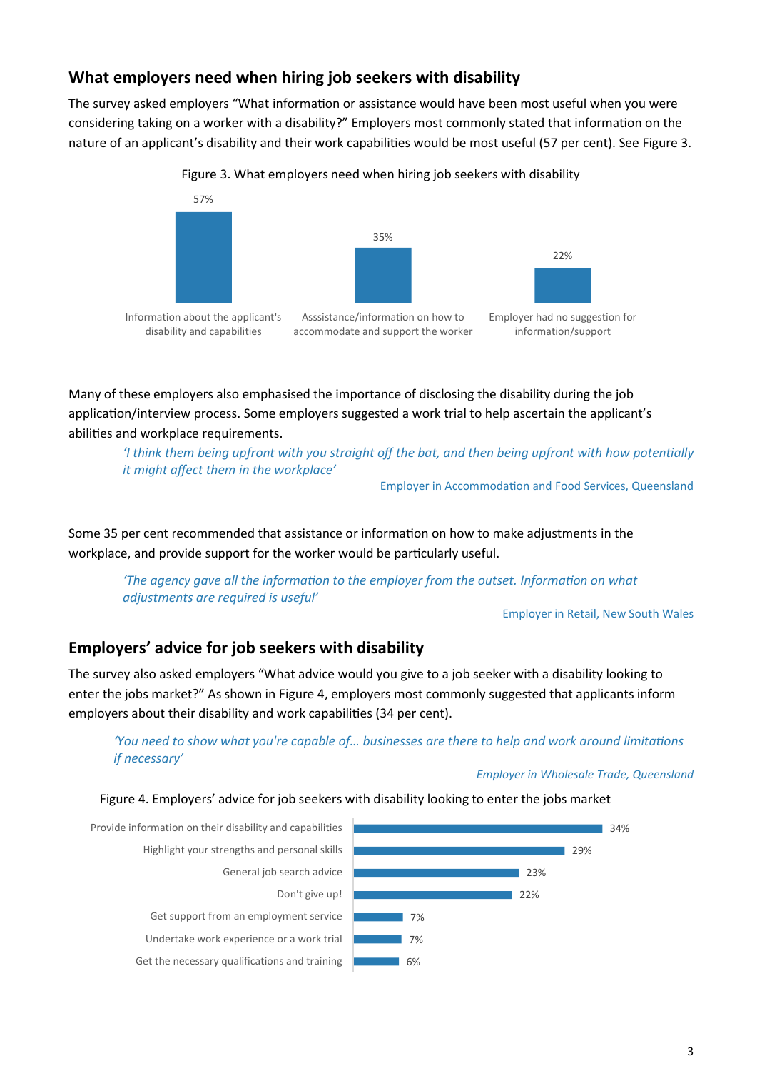## What employers need when hiring job seekers with disability

The survey asked employers "What information or assistance would have been most useful when you were considering taking on a worker with a disability?" Employers most commonly stated that information on the nature of an applicant's disability and their work capabilities would be most useful (57 per cent). See Figure 3.

Figure 3. What employers need when hiring job seekers with disability

| Category | Per cent |
| --- | --- |
| Information about the applicant's disability and capabilities | 57% |
| Assistance/information on how to accommodate and support the worker | 35% |
| Employer had no suggestion for information/support | 22% |

Many of these employers also emphasised the importance of disclosing the disability during the job application/interview process. Some employers suggested a work trial to help ascertain the applicant's abilities and workplace requirements.

> *'I think them being upfront with you straight off the bat, and then being upfront with how potentially it might affect them in the workplace'*
>
> Employer in Accommodation and Food Services, Queensland

Some 35 per cent recommended that assistance or information on how to make adjustments in the workplace, and provide support for the worker would be particularly useful.

> *'The agency gave all the information to the employer from the outset. Information on what adjustments are required is useful'*
>
> Employer in Retail, New South Wales

## Employers' advice for job seekers with disability

The survey also asked employers "What advice would you give to a job seeker with a disability looking to enter the jobs market?" As shown in Figure 4, employers most commonly suggested that applicants inform employers about their disability and work capabilities (34 per cent).

> *'You need to show what you're capable of… businesses are there to help and work around limitations if necessary'*
>
> *Employer in Wholesale Trade, Queensland*

Figure 4. Employers' advice for job seekers with disability looking to enter the jobs market

| Advice | Per cent |
| --- | --- |
| Provide information on their disability and capabilities | 34% |
| Highlight your strengths and personal skills | 29% |
| General job search advice | 23% |
| Don't give up! | 22% |
| Get support from an employment service | 7% |
| Undertake work experience or a work trial | 7% |
| Get the necessary qualifications and training | 6% |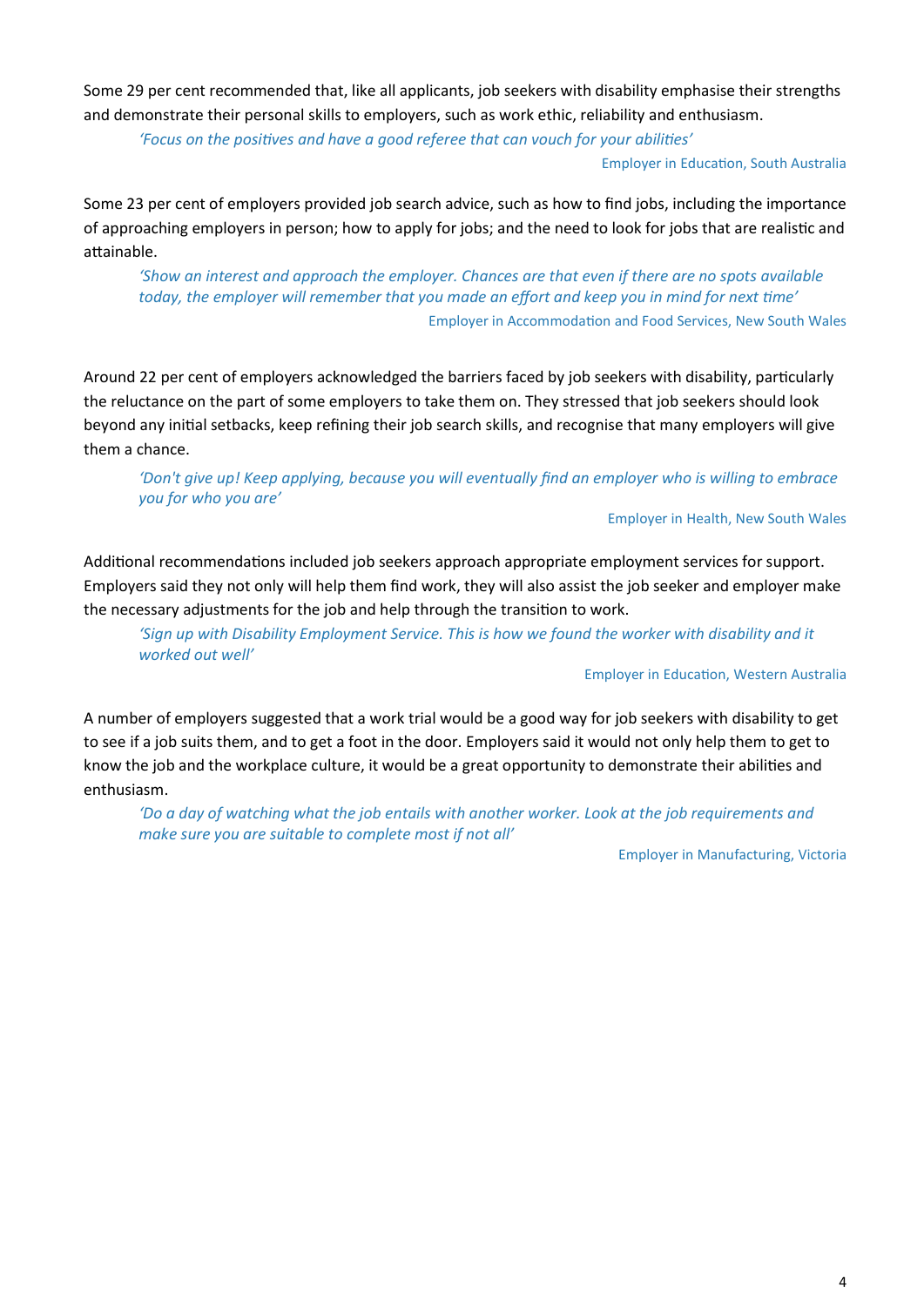Some 29 per cent recommended that, like all applicants, job seekers with disability emphasise their strengths and demonstrate their personal skills to employers, such as work ethic, reliability and enthusiasm.

> *'Focus on the positives and have a good referee that can vouch for your abilities'*
>
> Employer in Education, South Australia

Some 23 per cent of employers provided job search advice, such as how to find jobs, including the importance of approaching employers in person; how to apply for jobs; and the need to look for jobs that are realistic and attainable.

> *'Show an interest and approach the employer. Chances are that even if there are no spots available today, the employer will remember that you made an effort and keep you in mind for next time'*
>
> Employer in Accommodation and Food Services, New South Wales

Around 22 per cent of employers acknowledged the barriers faced by job seekers with disability, particularly the reluctance on the part of some employers to take them on. They stressed that job seekers should look beyond any initial setbacks, keep refining their job search skills, and recognise that many employers will give them a chance.

> *'Don't give up! Keep applying, because you will eventually find an employer who is willing to embrace you for who you are'*
>
> Employer in Health, New South Wales

Additional recommendations included job seekers approach appropriate employment services for support. Employers said they not only will help them find work, they will also assist the job seeker and employer make the necessary adjustments for the job and help through the transition to work.

> *'Sign up with Disability Employment Service. This is how we found the worker with disability and it worked out well'*
>
> Employer in Education, Western Australia

A number of employers suggested that a work trial would be a good way for job seekers with disability to get to see if a job suits them, and to get a foot in the door. Employers said it would not only help them to get to know the job and the workplace culture, it would be a great opportunity to demonstrate their abilities and enthusiasm.

> *'Do a day of watching what the job entails with another worker. Look at the job requirements and make sure you are suitable to complete most if not all'*
>
> Employer in Manufacturing, Victoria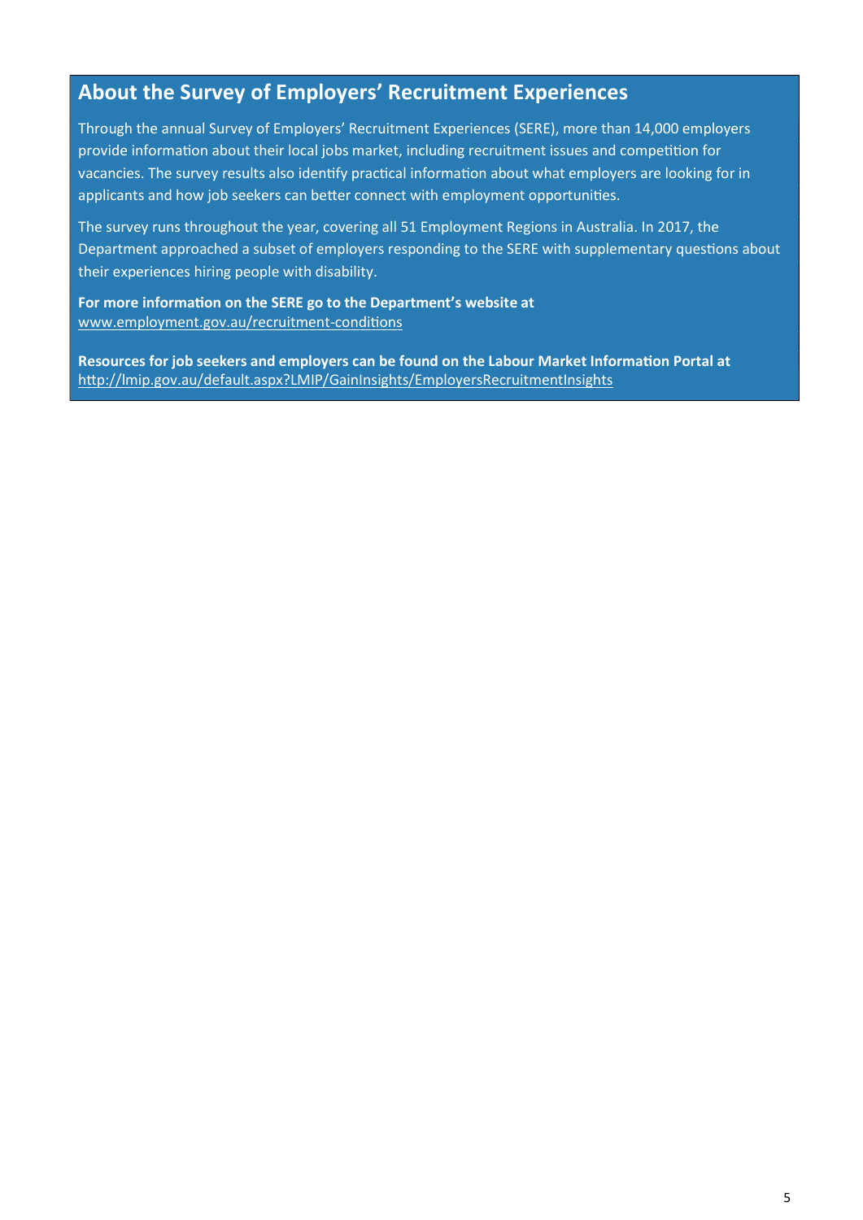## About the Survey of Employers' Recruitment Experiences

Through the annual Survey of Employers' Recruitment Experiences (SERE), more than 14,000 employers provide information about their local jobs market, including recruitment issues and competition for vacancies. The survey results also identify practical information about what employers are looking for in applicants and how job seekers can better connect with employment opportunities.

The survey runs throughout the year, covering all 51 Employment Regions in Australia. In 2017, the Department approached a subset of employers responding to the SERE with supplementary questions about their experiences hiring people with disability.

**For more information on the SERE go to the Department's website at**
www.employment.gov.au/recruitment-conditions

**Resources for job seekers and employers can be found on the Labour Market Information Portal at**
http://lmip.gov.au/default.aspx?LMIP/GainInsights/EmployersRecruitmentInsights